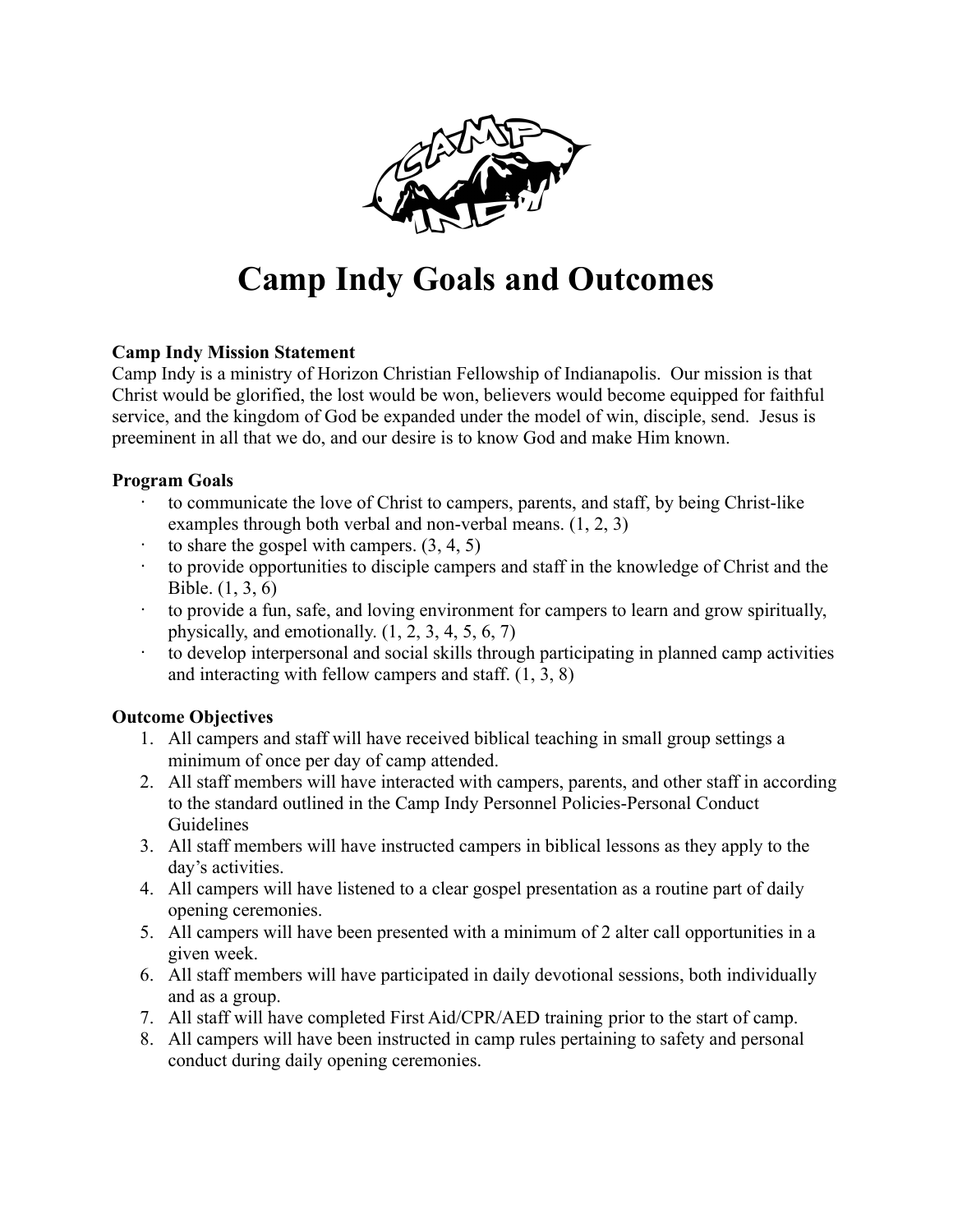# Camp Indy Goals and Outcomes

**Camp Indy Mission Statement**

Camp Indy is a ministry of Horizon Christian Fellowship of Indianapolis. Our mission is that Christ would be glorified, the lost would be won, believers would become equipped for faithful service, and the kingdom of God be expanded under the model of win, disciple, send. Jesus is preeminent in all that we do, and our desire is to know God and make Him known.

**Program Goals**

- to communicate the love of Christ to campers, parents, and staff, by being Christ-like examples through both verbal and non-verbal means. (1, 2, 3)
- to share the gospel with campers. (3, 4, 5)
- to provide opportunities to disciple campers and staff in the knowledge of Christ and the Bible. (1, 3, 6)
- to provide a fun, safe, and loving environment for campers to learn and grow spiritually, physically, and emotionally. (1, 2, 3, 4, 5, 6, 7)
- to develop interpersonal and social skills through participating in planned camp activities and interacting with fellow campers and staff. (1, 3, 8)

**Outcome Objectives**

1. All campers and staff will have received biblical teaching in small group settings a minimum of once per day of camp attended.
2. All staff members will have interacted with campers, parents, and other staff in according to the standard outlined in the Camp Indy Personnel Policies-Personal Conduct Guidelines
3. All staff members will have instructed campers in biblical lessons as they apply to the day's activities.
4. All campers will have listened to a clear gospel presentation as a routine part of daily opening ceremonies.
5. All campers will have been presented with a minimum of 2 alter call opportunities in a given week.
6. All staff members will have participated in daily devotional sessions, both individually and as a group.
7. All staff will have completed First Aid/CPR/AED training prior to the start of camp.
8. All campers will have been instructed in camp rules pertaining to safety and personal conduct during daily opening ceremonies.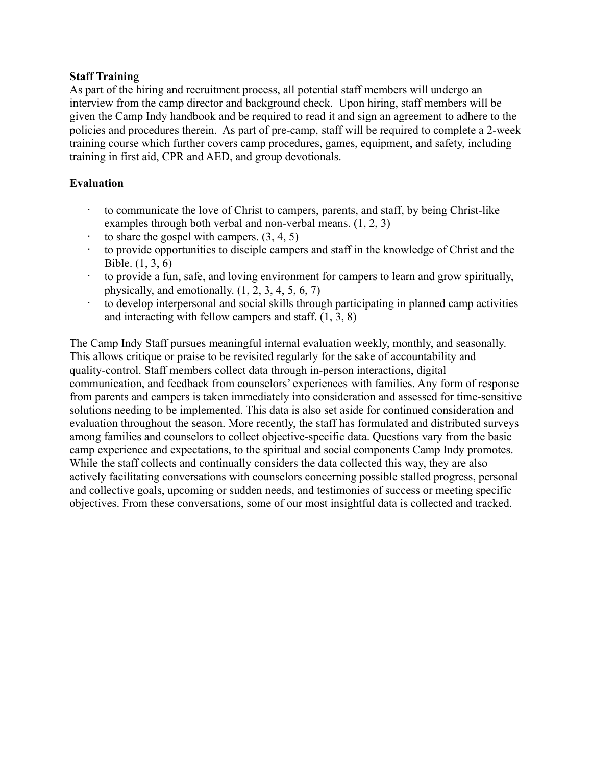**Staff Training**

As part of the hiring and recruitment process, all potential staff members will undergo an interview from the camp director and background check. Upon hiring, staff members will be given the Camp Indy handbook and be required to read it and sign an agreement to adhere to the policies and procedures therein. As part of pre-camp, staff will be required to complete a 2-week training course which further covers camp procedures, games, equipment, and safety, including training in first aid, CPR and AED, and group devotionals.

**Evaluation**

- to communicate the love of Christ to campers, parents, and staff, by being Christ-like examples through both verbal and non-verbal means. (1, 2, 3)
- to share the gospel with campers. (3, 4, 5)
- to provide opportunities to disciple campers and staff in the knowledge of Christ and the Bible. (1, 3, 6)
- to provide a fun, safe, and loving environment for campers to learn and grow spiritually, physically, and emotionally. (1, 2, 3, 4, 5, 6, 7)
- to develop interpersonal and social skills through participating in planned camp activities and interacting with fellow campers and staff. (1, 3, 8)

The Camp Indy Staff pursues meaningful internal evaluation weekly, monthly, and seasonally. This allows critique or praise to be revisited regularly for the sake of accountability and quality-control. Staff members collect data through in-person interactions, digital communication, and feedback from counselors' experiences with families. Any form of response from parents and campers is taken immediately into consideration and assessed for time-sensitive solutions needing to be implemented. This data is also set aside for continued consideration and evaluation throughout the season. More recently, the staff has formulated and distributed surveys among families and counselors to collect objective-specific data. Questions vary from the basic camp experience and expectations, to the spiritual and social components Camp Indy promotes. While the staff collects and continually considers the data collected this way, they are also actively facilitating conversations with counselors concerning possible stalled progress, personal and collective goals, upcoming or sudden needs, and testimonies of success or meeting specific objectives. From these conversations, some of our most insightful data is collected and tracked.